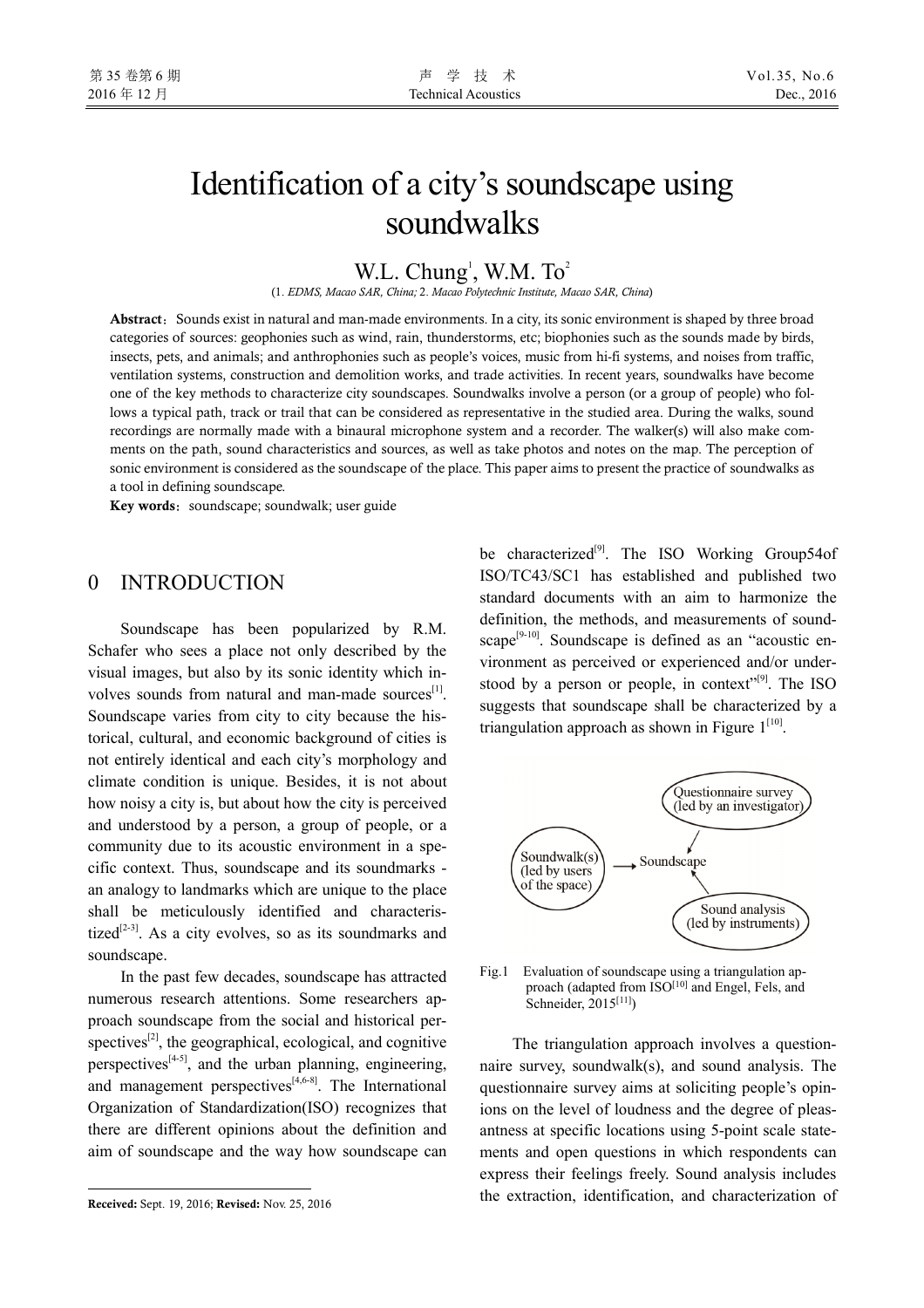# Identification of a city's soundscape using soundwalks

W.L. Chung[1], W.M. To[2]

(1. *EDMS, Macao SAR, China;* 2. *Macao Polytechnic Institute, Macao SAR, China*)

**Abstract**：Sounds exist in natural and man-made environments. In a city, its sonic environment is shaped by three broad categories of sources: geophonies such as wind, rain, thunderstorms, etc; biophonies such as the sounds made by birds, insects, pets, and animals; and anthrophonies such as people's voices, music from hi-fi systems, and noises from traffic, ventilation systems, construction and demolition works, and trade activities. In recent years, soundwalks have become one of the key methods to characterize city soundscapes. Soundwalks involve a person (or a group of people) who follows a typical path, track or trail that can be considered as representative in the studied area. During the walks, sound recordings are normally made with a binaural microphone system and a recorder. The walker(s) will also make comments on the path, sound characteristics and sources, as well as take photos and notes on the map. The perception of sonic environment is considered as the soundscape of the place. This paper aims to present the practice of soundwalks as a tool in defining soundscape.

**Key words**：soundscape; soundwalk; user guide

## 0 INTRODUCTION

Soundscape has been popularized by R.M. Schafer who sees a place not only described by the visual images, but also by its sonic identity which involves sounds from natural and man-made sources[1]. Soundscape varies from city to city because the historical, cultural, and economic background of cities is not entirely identical and each city's morphology and climate condition is unique. Besides, it is not about how noisy a city is, but about how the city is perceived and understood by a person, a group of people, or a community due to its acoustic environment in a specific context. Thus, soundscape and its soundmarks - an analogy to landmarks which are unique to the place shall be meticulously identified and characteristized[2-3]. As a city evolves, so as its soundmarks and soundscape.

In the past few decades, soundscape has attracted numerous research attentions. Some researchers approach soundscape from the social and historical perspectives[2], the geographical, ecological, and cognitive perspectives[4-5], and the urban planning, engineering, and management perspectives[4,6-8]. The International Organization of Standardization(ISO) recognizes that there are different opinions about the definition and aim of soundscape and the way how soundscape can be characterized[9]. The ISO Working Group54of ISO/TC43/SC1 has established and published two standard documents with an aim to harmonize the definition, the methods, and measurements of soundscape[9-10]. Soundscape is defined as an "acoustic environment as perceived or experienced and/or understood by a person or people, in context"[9]. The ISO suggests that soundscape shall be characterized by a triangulation approach as shown in Figure 1[10].

Fig.1 Evaluation of soundscape using a triangulation approach (adapted from ISO[10] and Engel, Fels, and Schneider, 2015[11])

The triangulation approach involves a questionnaire survey, soundwalk(s), and sound analysis. The questionnaire survey aims at soliciting people's opinions on the level of loudness and the degree of pleasantness at specific locations using 5-point scale statements and open questions in which respondents can express their feelings freely. Sound analysis includes the extraction, identification, and characterization of

**Received:** Sept. 19, 2016; **Revised:** Nov. 25, 2016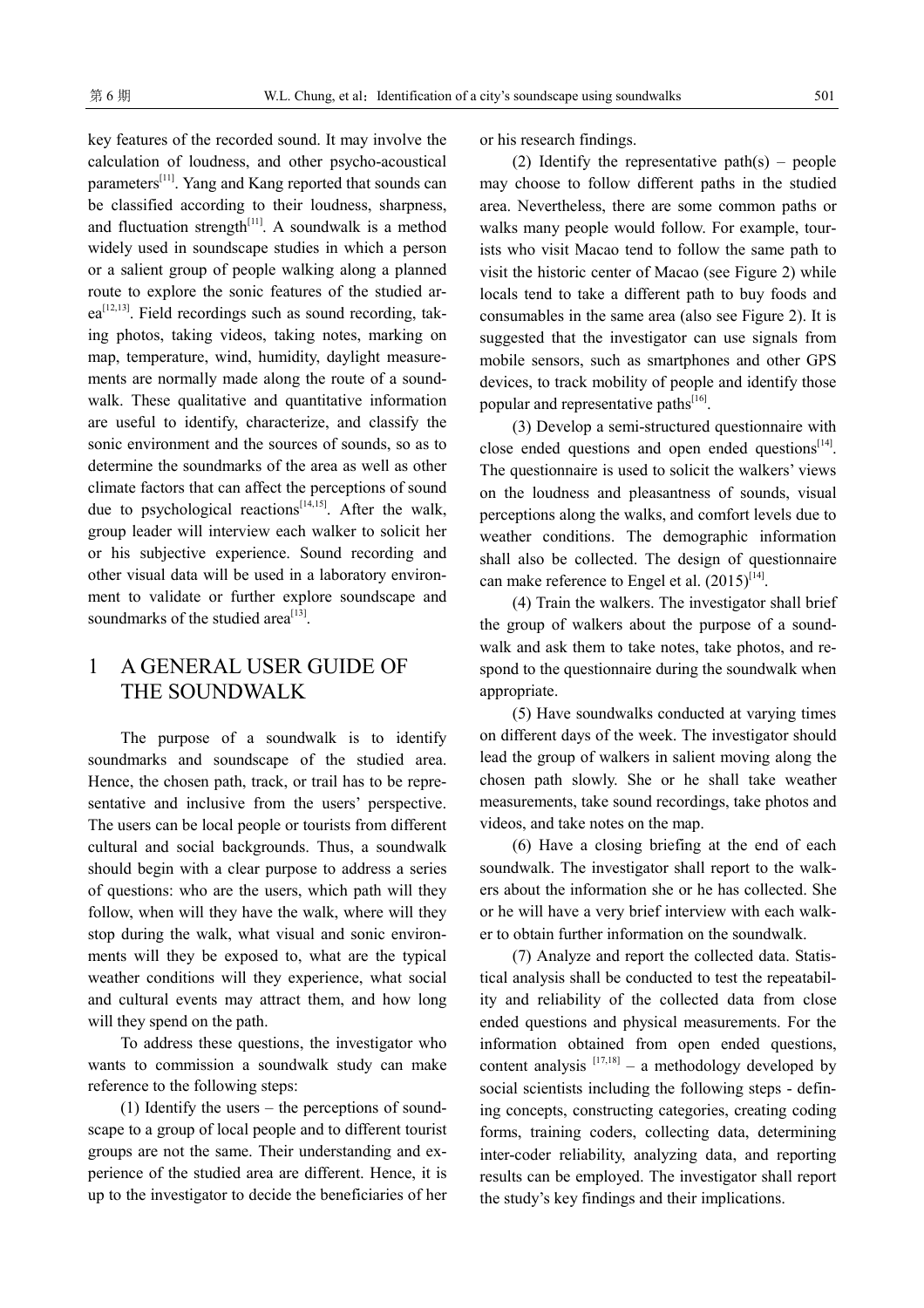key features of the recorded sound. It may involve the calculation of loudness, and other psycho-acoustical parameters[11]. Yang and Kang reported that sounds can be classified according to their loudness, sharpness, and fluctuation strength[11]. A soundwalk is a method widely used in soundscape studies in which a person or a salient group of people walking along a planned route to explore the sonic features of the studied area[12,13]. Field recordings such as sound recording, taking photos, taking videos, taking notes, marking on map, temperature, wind, humidity, daylight measurements are normally made along the route of a soundwalk. These qualitative and quantitative information are useful to identify, characterize, and classify the sonic environment and the sources of sounds, so as to determine the soundmarks of the area as well as other climate factors that can affect the perceptions of sound due to psychological reactions[14,15]. After the walk, group leader will interview each walker to solicit her or his subjective experience. Sound recording and other visual data will be used in a laboratory environment to validate or further explore soundscape and soundmarks of the studied area[13].

# 1 A GENERAL USER GUIDE OF THE SOUNDWALK

The purpose of a soundwalk is to identify soundmarks and soundscape of the studied area. Hence, the chosen path, track, or trail has to be representative and inclusive from the users' perspective. The users can be local people or tourists from different cultural and social backgrounds. Thus, a soundwalk should begin with a clear purpose to address a series of questions: who are the users, which path will they follow, when will they have the walk, where will they stop during the walk, what visual and sonic environments will they be exposed to, what are the typical weather conditions will they experience, what social and cultural events may attract them, and how long will they spend on the path.

To address these questions, the investigator who wants to commission a soundwalk study can make reference to the following steps:

(1) Identify the users – the perceptions of soundscape to a group of local people and to different tourist groups are not the same. Their understanding and experience of the studied area are different. Hence, it is up to the investigator to decide the beneficiaries of her or his research findings.

(2) Identify the representative path(s) – people may choose to follow different paths in the studied area. Nevertheless, there are some common paths or walks many people would follow. For example, tourists who visit Macao tend to follow the same path to visit the historic center of Macao (see Figure 2) while locals tend to take a different path to buy foods and consumables in the same area (also see Figure 2). It is suggested that the investigator can use signals from mobile sensors, such as smartphones and other GPS devices, to track mobility of people and identify those popular and representative paths[16].

(3) Develop a semi-structured questionnaire with close ended questions and open ended questions[14]. The questionnaire is used to solicit the walkers' views on the loudness and pleasantness of sounds, visual perceptions along the walks, and comfort levels due to weather conditions. The demographic information shall also be collected. The design of questionnaire can make reference to Engel et al. (2015)[14].

(4) Train the walkers. The investigator shall brief the group of walkers about the purpose of a soundwalk and ask them to take notes, take photos, and respond to the questionnaire during the soundwalk when appropriate.

(5) Have soundwalks conducted at varying times on different days of the week. The investigator should lead the group of walkers in salient moving along the chosen path slowly. She or he shall take weather measurements, take sound recordings, take photos and videos, and take notes on the map.

(6) Have a closing briefing at the end of each soundwalk. The investigator shall report to the walkers about the information she or he has collected. She or he will have a very brief interview with each walker to obtain further information on the soundwalk.

(7) Analyze and report the collected data. Statistical analysis shall be conducted to test the repeatability and reliability of the collected data from close ended questions and physical measurements. For the information obtained from open ended questions, content analysis [17,18] – a methodology developed by social scientists including the following steps - defining concepts, constructing categories, creating coding forms, training coders, collecting data, determining inter-coder reliability, analyzing data, and reporting results can be employed. The investigator shall report the study's key findings and their implications.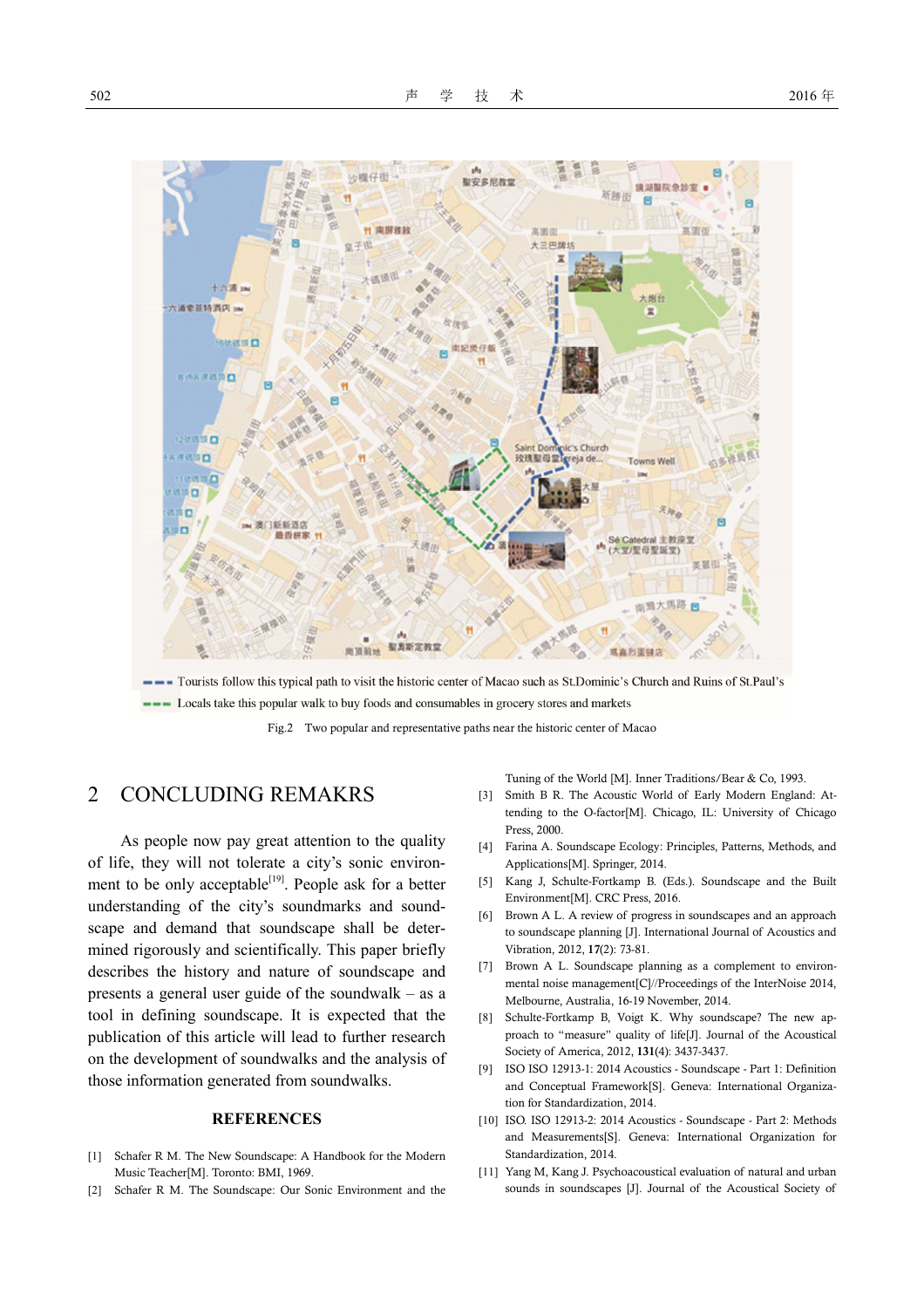Tourists follow this typical path to visit the historic center of Macao such as St.Dominic's Church and Ruins of St.Paul's

Locals take this popular walk to buy foods and consumables in grocery stores and markets

Fig.2 Two popular and representative paths near the historic center of Macao

## 2 CONCLUDING REMAKRS

As people now pay great attention to the quality of life, they will not tolerate a city's sonic environment to be only acceptable[19]. People ask for a better understanding of the city's soundmarks and soundscape and demand that soundscape shall be determined rigorously and scientifically. This paper briefly describes the history and nature of soundscape and presents a general user guide of the soundwalk – as a tool in defining soundscape. It is expected that the publication of this article will lead to further research on the development of soundwalks and the analysis of those information generated from soundwalks.

### REFERENCES

[1] Schafer R M. The New Soundscape: A Handbook for the Modern Music Teacher[M]. Toronto: BMI, 1969.

[2] Schafer R M. The Soundscape: Our Sonic Environment and the Tuning of the World [M]. Inner Traditions/Bear & Co, 1993.

[3] Smith B R. The Acoustic World of Early Modern England: Attending to the O-factor[M]. Chicago, IL: University of Chicago Press, 2000.

[4] Farina A. Soundscape Ecology: Principles, Patterns, Methods, and Applications[M]. Springer, 2014.

[5] Kang J, Schulte-Fortkamp B. (Eds.). Soundscape and the Built Environment[M]. CRC Press, 2016.

[6] Brown A L. A review of progress in soundscapes and an approach to soundscape planning [J]. International Journal of Acoustics and Vibration, 2012, **17**(2): 73-81.

[7] Brown A L. Soundscape planning as a complement to environmental noise management[C]//Proceedings of the InterNoise 2014, Melbourne, Australia, 16-19 November, 2014.

[8] Schulte-Fortkamp B, Voigt K. Why soundscape? The new approach to "measure" quality of life[J]. Journal of the Acoustical Society of America, 2012, **131**(4): 3437-3437.

[9] ISO ISO 12913-1: 2014 Acoustics - Soundscape - Part 1: Definition and Conceptual Framework[S]. Geneva: International Organization for Standardization, 2014.

[10] ISO. ISO 12913-2: 2014 Acoustics - Soundscape - Part 2: Methods and Measurements[S]. Geneva: International Organization for Standardization, 2014.

[11] Yang M, Kang J. Psychoacoustical evaluation of natural and urban sounds in soundscapes [J]. Journal of the Acoustical Society of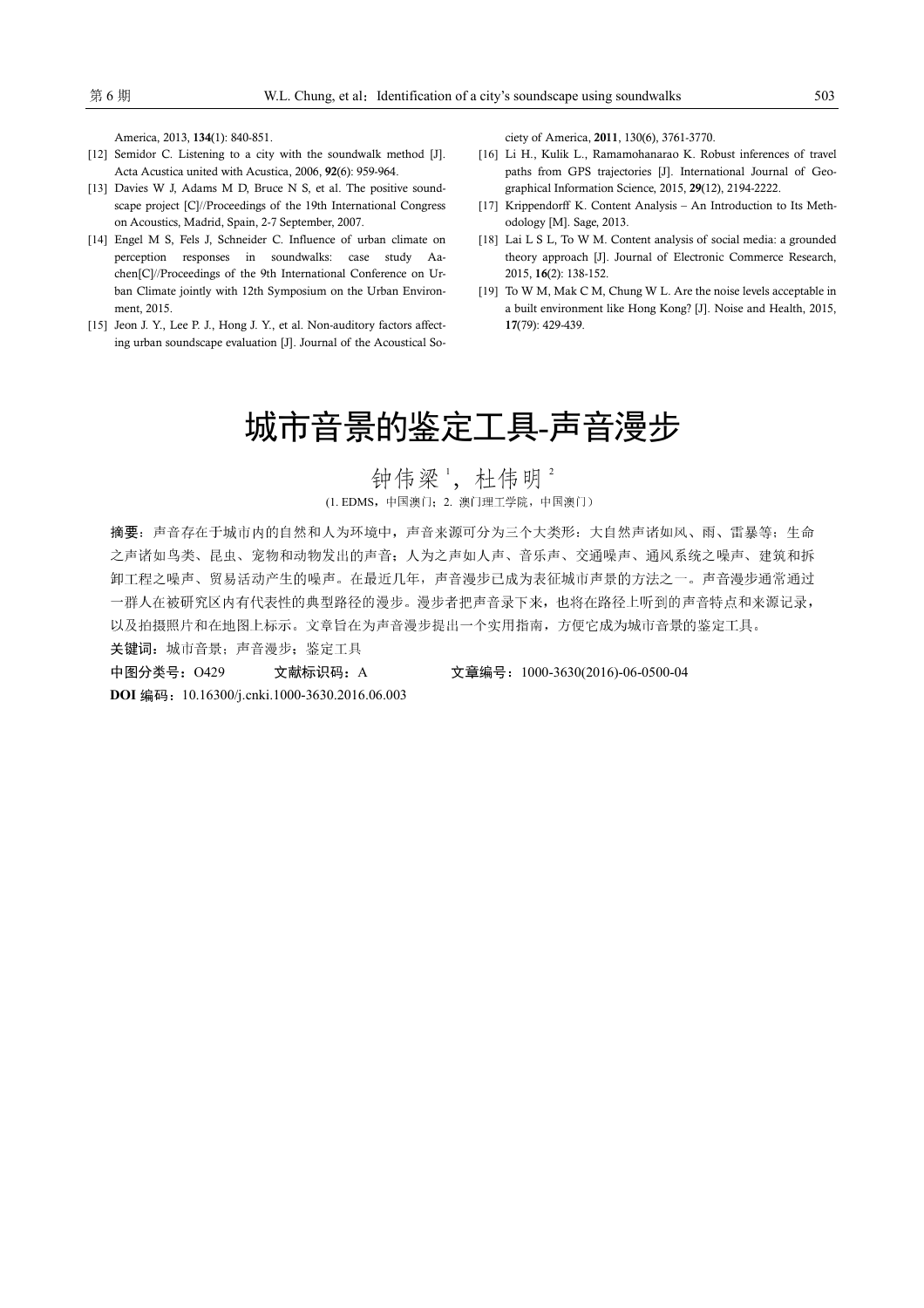America, 2013, **134**(1): 840-851.

[12] Semidor C. Listening to a city with the soundwalk method [J]. Acta Acustica united with Acustica, 2006, **92**(6): 959-964.

[13] Davies W J, Adams M D, Bruce N S, et al. The positive soundscape project [C]//Proceedings of the 19th International Congress on Acoustics, Madrid, Spain, 2-7 September, 2007.

[14] Engel M S, Fels J, Schneider C. Influence of urban climate on perception responses in soundwalks: case study Aachen[C]//Proceedings of the 9th International Conference on Urban Climate jointly with 12th Symposium on the Urban Environment, 2015.

[15] Jeon J. Y., Lee P. J., Hong J. Y., et al. Non-auditory factors affecting urban soundscape evaluation [J]. Journal of the Acoustical Society of America, **2011**, 130(6), 3761-3770.

[16] Li H., Kulik L., Ramamohanarao K. Robust inferences of travel paths from GPS trajectories [J]. International Journal of Geographical Information Science, 2015, **29**(12), 2194-2222.

[17] Krippendorff K. Content Analysis – An Introduction to Its Methodology [M]. Sage, 2013.

[18] Lai L S L, To W M. Content analysis of social media: a grounded theory approach [J]. Journal of Electronic Commerce Research, 2015, **16**(2): 138-152.

[19] To W M, Mak C M, Chung W L. Are the noise levels acceptable in a built environment like Hong Kong? [J]. Noise and Health, 2015, **17**(79): 429-439.

# 城市音景的鉴定工具-声音漫步

钟伟梁[1]，杜伟明[2]

(1. EDMS，中国澳门；2. 澳门理工学院，中国澳门)

**摘要**：声音存在于城市内的自然和人为环境中，声音来源可分为三个大类形：大自然声诸如风、雨、雷暴等；生命之声诸如鸟类、昆虫、宠物和动物发出的声音；人为之声如人声、音乐声、交通噪声、通风系统之噪声、建筑和拆卸工程之噪声、贸易活动产生的噪声。在最近几年，声音漫步已成为表征城市声景的方法之一。声音漫步通常通过一群人在被研究区内有代表性的典型路径的漫步。漫步者把声音录下来，也将在路径上听到的声音特点和来源记录，以及拍摄照片和在地图上标示。文章旨在为声音漫步提出一个实用指南，方便它成为城市音景的鉴定工具。

**关键词**：城市音景；声音漫步；鉴定工具

**中图分类号**：O429　　**文献标识码**：A　　**文章编号**：1000-3630(2016)-06-0500-04

**DOI 编码**：10.16300/j.cnki.1000-3630.2016.06.003